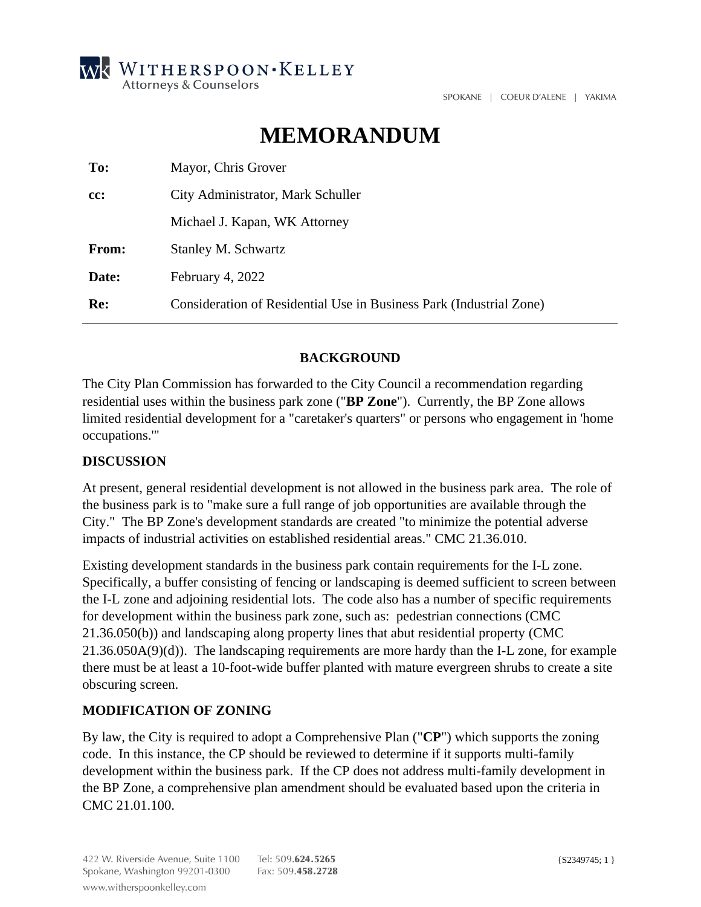# MEMORANDUM

| | |
|---|---|
| **To:** | Mayor, Chris Grover |
| **cc:** | City Administrator, Mark Schuller |
| | Michael J. Kapan, WK Attorney |
| **From:** | Stanley M. Schwartz |
| **Date:** | February 4, 2022 |
| **Re:** | Consideration of Residential Use in Business Park (Industrial Zone) |

---

## BACKGROUND

The City Plan Commission has forwarded to the City Council a recommendation regarding residential uses within the business park zone ("**BP Zone**"). Currently, the BP Zone allows limited residential development for a "caretaker's quarters" or persons who engagement in 'home occupations.'"

## DISCUSSION

At present, general residential development is not allowed in the business park area. The role of the business park is to "make sure a full range of job opportunities are available through the City." The BP Zone's development standards are created "to minimize the potential adverse impacts of industrial activities on established residential areas." CMC 21.36.010.

Existing development standards in the business park contain requirements for the I-L zone. Specifically, a buffer consisting of fencing or landscaping is deemed sufficient to screen between the I-L zone and adjoining residential lots. The code also has a number of specific requirements for development within the business park zone, such as: pedestrian connections (CMC 21.36.050(b)) and landscaping along property lines that abut residential property (CMC 21.36.050A(9)(d)). The landscaping requirements are more hardy than the I-L zone, for example there must be at least a 10-foot-wide buffer planted with mature evergreen shrubs to create a site obscuring screen.

## MODIFICATION OF ZONING

By law, the City is required to adopt a Comprehensive Plan ("**CP**") which supports the zoning code. In this instance, the CP should be reviewed to determine if it supports multi-family development within the business park. If the CP does not address multi-family development in the BP Zone, a comprehensive plan amendment should be evaluated based upon the criteria in CMC 21.01.100.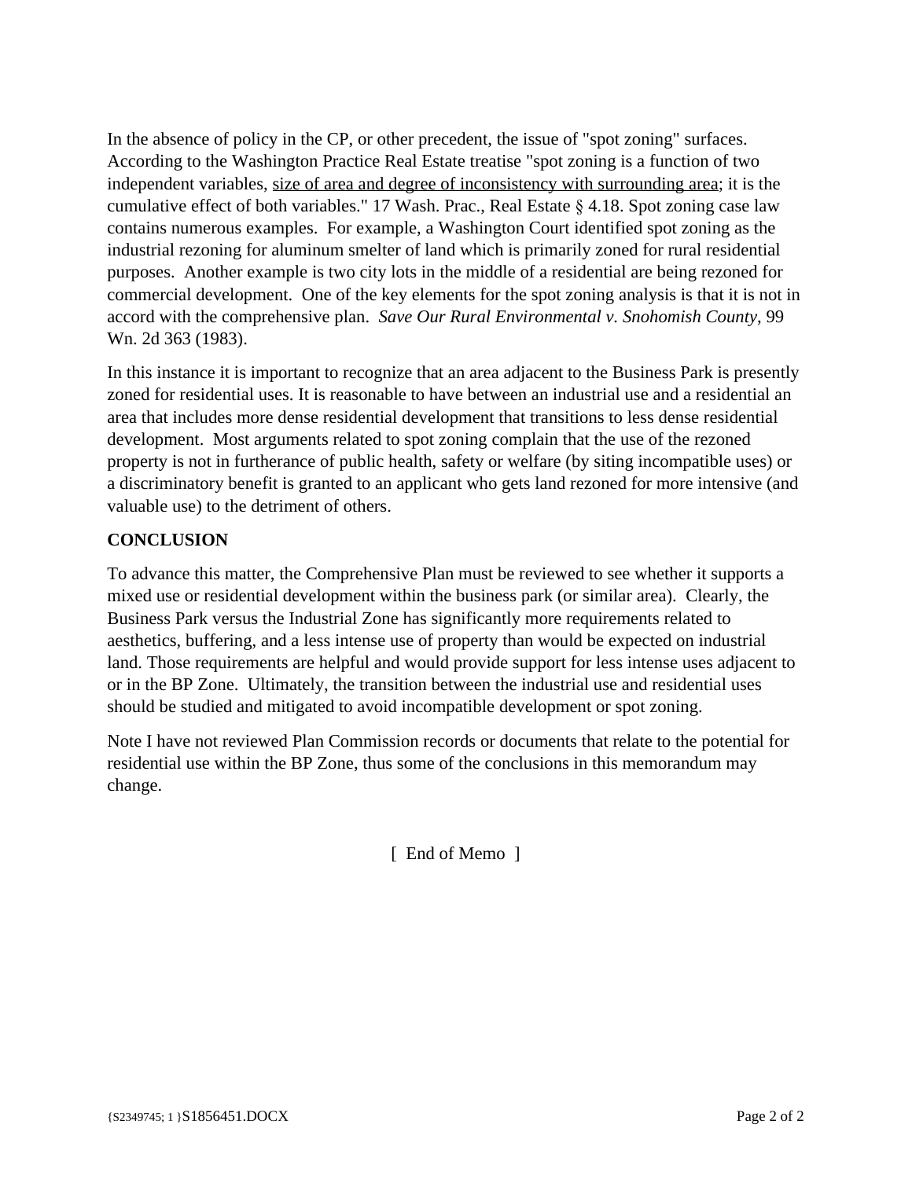In the absence of policy in the CP, or other precedent, the issue of "spot zoning" surfaces. According to the Washington Practice Real Estate treatise "spot zoning is a function of two independent variables, <u>size of area and degree of inconsistency with surrounding area</u>; it is the cumulative effect of both variables." 17 Wash. Prac., Real Estate § 4.18. Spot zoning case law contains numerous examples. For example, a Washington Court identified spot zoning as the industrial rezoning for aluminum smelter of land which is primarily zoned for rural residential purposes. Another example is two city lots in the middle of a residential are being rezoned for commercial development. One of the key elements for the spot zoning analysis is that it is not in accord with the comprehensive plan. *Save Our Rural Environmental v. Snohomish County*, 99 Wn. 2d 363 (1983).

In this instance it is important to recognize that an area adjacent to the Business Park is presently zoned for residential uses. It is reasonable to have between an industrial use and a residential an area that includes more dense residential development that transitions to less dense residential development. Most arguments related to spot zoning complain that the use of the rezoned property is not in furtherance of public health, safety or welfare (by siting incompatible uses) or a discriminatory benefit is granted to an applicant who gets land rezoned for more intensive (and valuable use) to the detriment of others.

**CONCLUSION**

To advance this matter, the Comprehensive Plan must be reviewed to see whether it supports a mixed use or residential development within the business park (or similar area). Clearly, the Business Park versus the Industrial Zone has significantly more requirements related to aesthetics, buffering, and a less intense use of property than would be expected on industrial land. Those requirements are helpful and would provide support for less intense uses adjacent to or in the BP Zone. Ultimately, the transition between the industrial use and residential uses should be studied and mitigated to avoid incompatible development or spot zoning.

Note I have not reviewed Plan Commission records or documents that relate to the potential for residential use within the BP Zone, thus some of the conclusions in this memorandum may change.

[ End of Memo ]